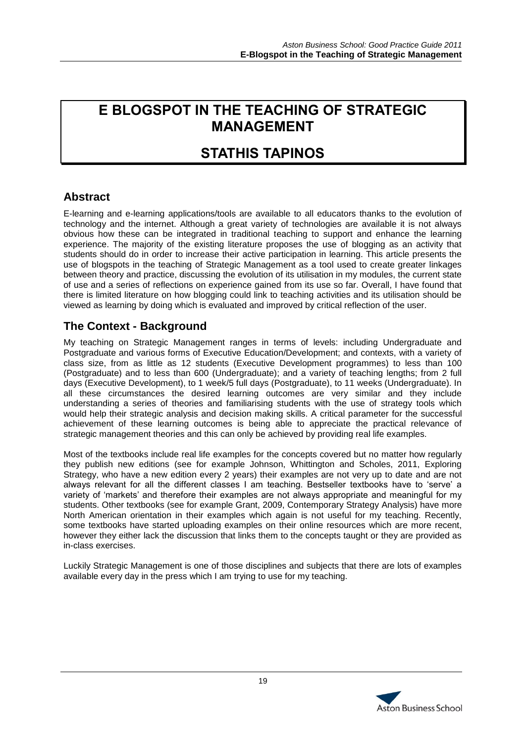# E BLOGSPOT IN THE TEACHING OF STRATEGIC MANAGEMENT

## STATHIS TAPINOS

## Abstract

E-learning and e-learning applications/tools are available to all educators thanks to the evolution of technology and the internet. Although a great variety of technologies are available it is not always obvious how these can be integrated in traditional teaching to support and enhance the learning experience. The majority of the existing literature proposes the use of blogging as an activity that students should do in order to increase their active participation in learning. This article presents the use of blogspots in the teaching of Strategic Management as a tool used to create greater linkages between theory and practice, discussing the evolution of its utilisation in my modules, the current state of use and a series of reflections on experience gained from its use so far. Overall, I have found that there is limited literature on how blogging could link to teaching activities and its utilisation should be viewed as learning by doing which is evaluated and improved by critical reflection of the user.

## The Context - Background

My teaching on Strategic Management ranges in terms of levels: including Undergraduate and Postgraduate and various forms of Executive Education/Development; and contexts, with a variety of class size, from as little as 12 students (Executive Development programmes) to less than 100 (Postgraduate) and to less than 600 (Undergraduate); and a variety of teaching lengths; from 2 full days (Executive Development), to 1 week/5 full days (Postgraduate), to 11 weeks (Undergraduate). In all these circumstances the desired learning outcomes are very similar and they include understanding a series of theories and familiarising students with the use of strategy tools which would help their strategic analysis and decision making skills. A critical parameter for the successful achievement of these learning outcomes is being able to appreciate the practical relevance of strategic management theories and this can only be achieved by providing real life examples.

Most of the textbooks include real life examples for the concepts covered but no matter how regularly they publish new editions (see for example Johnson, Whittington and Scholes, 2011, Exploring Strategy, who have a new edition every 2 years) their examples are not very up to date and are not always relevant for all the different classes I am teaching. Bestseller textbooks have to 'serve' a variety of 'markets' and therefore their examples are not always appropriate and meaningful for my students. Other textbooks (see for example Grant, 2009, Contemporary Strategy Analysis) have more North American orientation in their examples which again is not useful for my teaching. Recently, some textbooks have started uploading examples on their online resources which are more recent, however they either lack the discussion that links them to the concepts taught or they are provided as in-class exercises.

Luckily Strategic Management is one of those disciplines and subjects that there are lots of examples available every day in the press which I am trying to use for my teaching.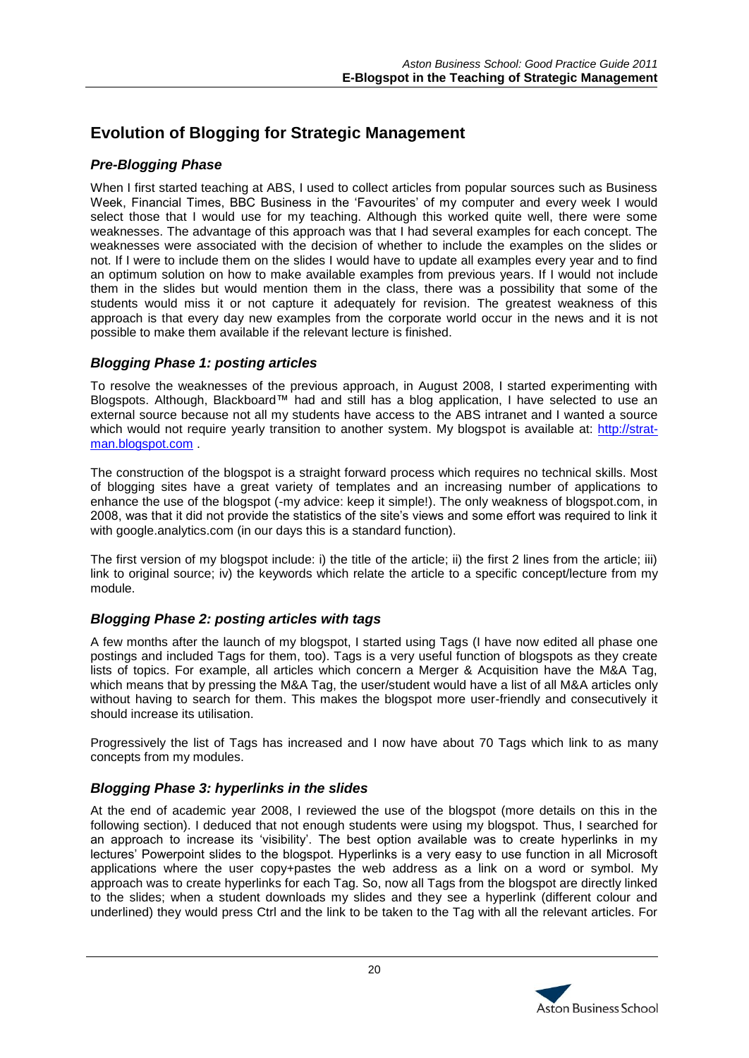## Evolution of Blogging for Strategic Management

### *Pre-Blogging Phase*

When I first started teaching at ABS, I used to collect articles from popular sources such as Business Week, Financial Times, BBC Business in the 'Favourites' of my computer and every week I would select those that I would use for my teaching. Although this worked quite well, there were some weaknesses. The advantage of this approach was that I had several examples for each concept. The weaknesses were associated with the decision of whether to include the examples on the slides or not. If I were to include them on the slides I would have to update all examples every year and to find an optimum solution on how to make available examples from previous years. If I would not include them in the slides but would mention them in the class, there was a possibility that some of the students would miss it or not capture it adequately for revision. The greatest weakness of this approach is that every day new examples from the corporate world occur in the news and it is not possible to make them available if the relevant lecture is finished.

### *Blogging Phase 1: posting articles*

To resolve the weaknesses of the previous approach, in August 2008, I started experimenting with Blogspots. Although, Blackboard™ had and still has a blog application, I have selected to use an external source because not all my students have access to the ABS intranet and I wanted a source which would not require yearly transition to another system. My blogspot is available at: [http://strat-man.blogspot.com](http://strat-man.blogspot.com) .

The construction of the blogspot is a straight forward process which requires no technical skills. Most of blogging sites have a great variety of templates and an increasing number of applications to enhance the use of the blogspot (-my advice: keep it simple!). The only weakness of blogspot.com, in 2008, was that it did not provide the statistics of the site's views and some effort was required to link it with google.analytics.com (in our days this is a standard function).

The first version of my blogspot include: i) the title of the article; ii) the first 2 lines from the article; iii) link to original source; iv) the keywords which relate the article to a specific concept/lecture from my module.

### *Blogging Phase 2: posting articles with tags*

A few months after the launch of my blogspot, I started using Tags (I have now edited all phase one postings and included Tags for them, too). Tags is a very useful function of blogspots as they create lists of topics. For example, all articles which concern a Merger & Acquisition have the M&A Tag, which means that by pressing the M&A Tag, the user/student would have a list of all M&A articles only without having to search for them. This makes the blogspot more user-friendly and consecutively it should increase its utilisation.

Progressively the list of Tags has increased and I now have about 70 Tags which link to as many concepts from my modules.

### *Blogging Phase 3: hyperlinks in the slides*

At the end of academic year 2008, I reviewed the use of the blogspot (more details on this in the following section). I deduced that not enough students were using my blogspot. Thus, I searched for an approach to increase its 'visibility'. The best option available was to create hyperlinks in my lectures' Powerpoint slides to the blogspot. Hyperlinks is a very easy to use function in all Microsoft applications where the user copy+pastes the web address as a link on a word or symbol. My approach was to create hyperlinks for each Tag. So, now all Tags from the blogspot are directly linked to the slides; when a student downloads my slides and they see a hyperlink (different colour and underlined) they would press Ctrl and the link to be taken to the Tag with all the relevant articles. For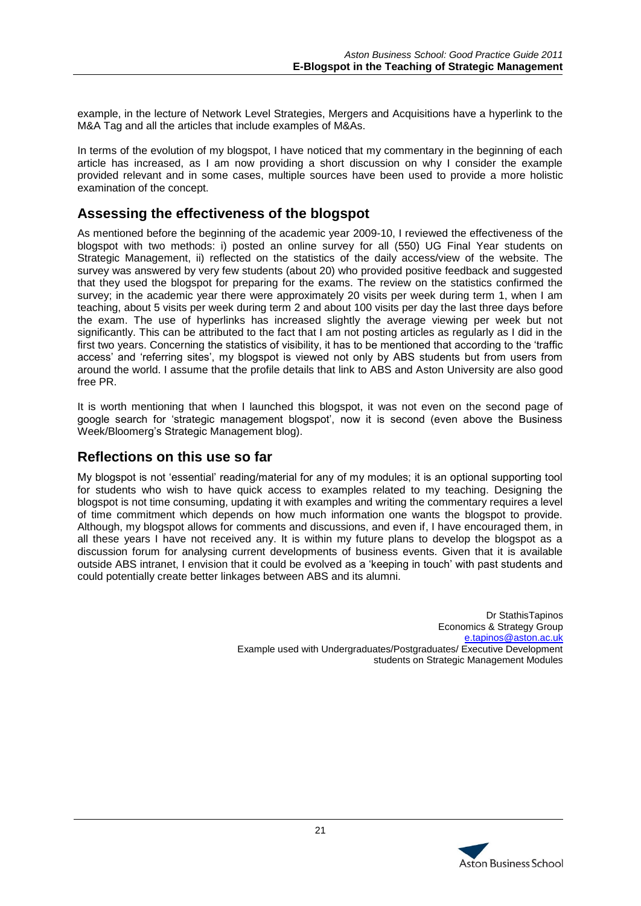example, in the lecture of Network Level Strategies, Mergers and Acquisitions have a hyperlink to the M&A Tag and all the articles that include examples of M&As.

In terms of the evolution of my blogspot, I have noticed that my commentary in the beginning of each article has increased, as I am now providing a short discussion on why I consider the example provided relevant and in some cases, multiple sources have been used to provide a more holistic examination of the concept.

## Assessing the effectiveness of the blogspot

As mentioned before the beginning of the academic year 2009-10, I reviewed the effectiveness of the blogspot with two methods: i) posted an online survey for all (550) UG Final Year students on Strategic Management, ii) reflected on the statistics of the daily access/view of the website. The survey was answered by very few students (about 20) who provided positive feedback and suggested that they used the blogspot for preparing for the exams. The review on the statistics confirmed the survey; in the academic year there were approximately 20 visits per week during term 1, when I am teaching, about 5 visits per week during term 2 and about 100 visits per day the last three days before the exam. The use of hyperlinks has increased slightly the average viewing per week but not significantly. This can be attributed to the fact that I am not posting articles as regularly as I did in the first two years. Concerning the statistics of visibility, it has to be mentioned that according to the 'traffic access' and 'referring sites', my blogspot is viewed not only by ABS students but from users from around the world. I assume that the profile details that link to ABS and Aston University are also good free PR.

It is worth mentioning that when I launched this blogspot, it was not even on the second page of google search for 'strategic management blogspot', now it is second (even above the Business Week/Bloomerg's Strategic Management blog).

## Reflections on this use so far

My blogspot is not 'essential' reading/material for any of my modules; it is an optional supporting tool for students who wish to have quick access to examples related to my teaching. Designing the blogspot is not time consuming, updating it with examples and writing the commentary requires a level of time commitment which depends on how much information one wants the blogspot to provide. Although, my blogspot allows for comments and discussions, and even if, I have encouraged them, in all these years I have not received any. It is within my future plans to develop the blogspot as a discussion forum for analysing current developments of business events. Given that it is available outside ABS intranet, I envision that it could be evolved as a 'keeping in touch' with past students and could potentially create better linkages between ABS and its alumni.

Dr StathisTapinos
Economics & Strategy Group
e.tapinos@aston.ac.uk
Example used with Undergraduates/Postgraduates/ Executive Development students on Strategic Management Modules